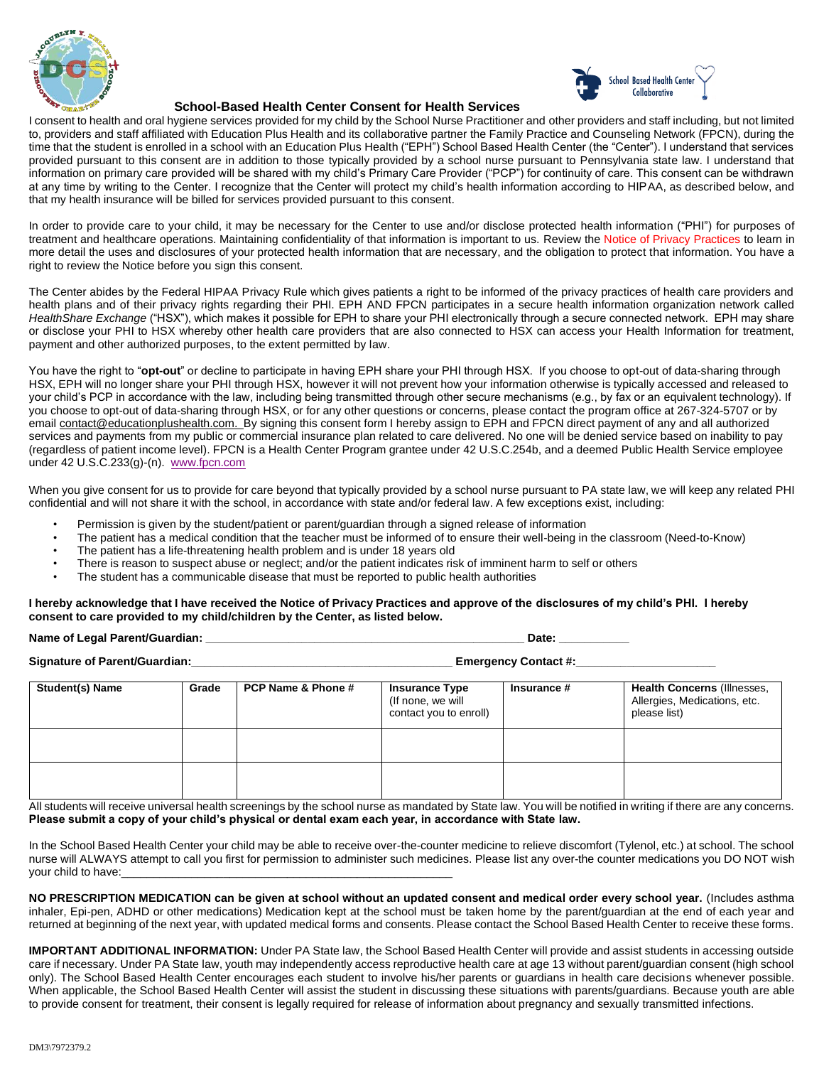## School-Based Health Center Consent for Health Services

I consent to health and oral hygiene services provided for my child by the School Nurse Practitioner and other providers and staff including, but not limited to, providers and staff affiliated with Education Plus Health and its collaborative partner the Family Practice and Counseling Network (FPCN), during the time that the student is enrolled in a school with an Education Plus Health ("EPH") School Based Health Center (the "Center"). I understand that services provided pursuant to this consent are in addition to those typically provided by a school nurse pursuant to Pennsylvania state law. I understand that information on primary care provided will be shared with my child's Primary Care Provider ("PCP") for continuity of care. This consent can be withdrawn at any time by writing to the Center. I recognize that the Center will protect my child's health information according to HIPAA, as described below, and that my health insurance will be billed for services provided pursuant to this consent.

In order to provide care to your child, it may be necessary for the Center to use and/or disclose protected health information ("PHI") for purposes of treatment and healthcare operations. Maintaining confidentiality of that information is important to us. Review the Notice of Privacy Practices to learn in more detail the uses and disclosures of your protected health information that are necessary, and the obligation to protect that information. You have a right to review the Notice before you sign this consent.

The Center abides by the Federal HIPAA Privacy Rule which gives patients a right to be informed of the privacy practices of health care providers and health plans and of their privacy rights regarding their PHI. EPH AND FPCN participates in a secure health information organization network called *HealthShare Exchange* ("HSX"), which makes it possible for EPH to share your PHI electronically through a secure connected network. EPH may share or disclose your PHI to HSX whereby other health care providers that are also connected to HSX can access your Health Information for treatment, payment and other authorized purposes, to the extent permitted by law.

You have the right to "**opt-out**" or decline to participate in having EPH share your PHI through HSX. If you choose to opt-out of data-sharing through HSX, EPH will no longer share your PHI through HSX, however it will not prevent how your information otherwise is typically accessed and released to your child's PCP in accordance with the law, including being transmitted through other secure mechanisms (e.g., by fax or an equivalent technology). If you choose to opt-out of data-sharing through HSX, or for any other questions or concerns, please contact the program office at 267-324-5707 or by email contact@educationplushealth.com. By signing this consent form I hereby assign to EPH and FPCN direct payment of any and all authorized services and payments from my public or commercial insurance plan related to care delivered. No one will be denied service based on inability to pay (regardless of patient income level). FPCN is a Health Center Program grantee under 42 U.S.C.254b, and a deemed Public Health Service employee under 42 U.S.C.233(g)-(n). www.fpcn.com

When you give consent for us to provide for care beyond that typically provided by a school nurse pursuant to PA state law, we will keep any related PHI confidential and will not share it with the school, in accordance with state and/or federal law. A few exceptions exist, including:

- Permission is given by the student/patient or parent/guardian through a signed release of information
- The patient has a medical condition that the teacher must be informed of to ensure their well-being in the classroom (Need-to-Know)
- The patient has a life-threatening health problem and is under 18 years old
- There is reason to suspect abuse or neglect; and/or the patient indicates risk of imminent harm to self or others
- The student has a communicable disease that must be reported to public health authorities

**I hereby acknowledge that I have received the Notice of Privacy Practices and approve of the disclosures of my child's PHI. I hereby consent to care provided to my child/children by the Center, as listed below.**

**Name of Legal Parent/Guardian:** ________________________________________________ **Date:** __________

**Signature of Parent/Guardian:**______________________________________ **Emergency Contact #:**_____________________

| Student(s) Name | Grade | PCP Name & Phone # | Insurance Type (If none, we will contact you to enroll) | Insurance # | Health Concerns (Illnesses, Allergies, Medications, etc. please list) |
|---|---|---|---|---|---|
| | | | | | |
| | | | | | |

All students will receive universal health screenings by the school nurse as mandated by State law. You will be notified in writing if there are any concerns. **Please submit a copy of your child's physical or dental exam each year, in accordance with State law.**

In the School Based Health Center your child may be able to receive over-the-counter medicine to relieve discomfort (Tylenol, etc.) at school. The school nurse will ALWAYS attempt to call you first for permission to administer such medicines. Please list any over-the counter medications you DO NOT wish your child to have:_____________________________________________________

**NO PRESCRIPTION MEDICATION can be given at school without an updated consent and medical order every school year.** (Includes asthma inhaler, Epi-pen, ADHD or other medications) Medication kept at the school must be taken home by the parent/guardian at the end of each year and returned at beginning of the next year, with updated medical forms and consents. Please contact the School Based Health Center to receive these forms.

**IMPORTANT ADDITIONAL INFORMATION:** Under PA State law, the School Based Health Center will provide and assist students in accessing outside care if necessary. Under PA State law, youth may independently access reproductive health care at age 13 without parent/guardian consent (high school only). The School Based Health Center encourages each student to involve his/her parents or guardians in health care decisions whenever possible. When applicable, the School Based Health Center will assist the student in discussing these situations with parents/guardians. Because youth are able to provide consent for treatment, their consent is legally required for release of information about pregnancy and sexually transmitted infections.

DM3\7972379.2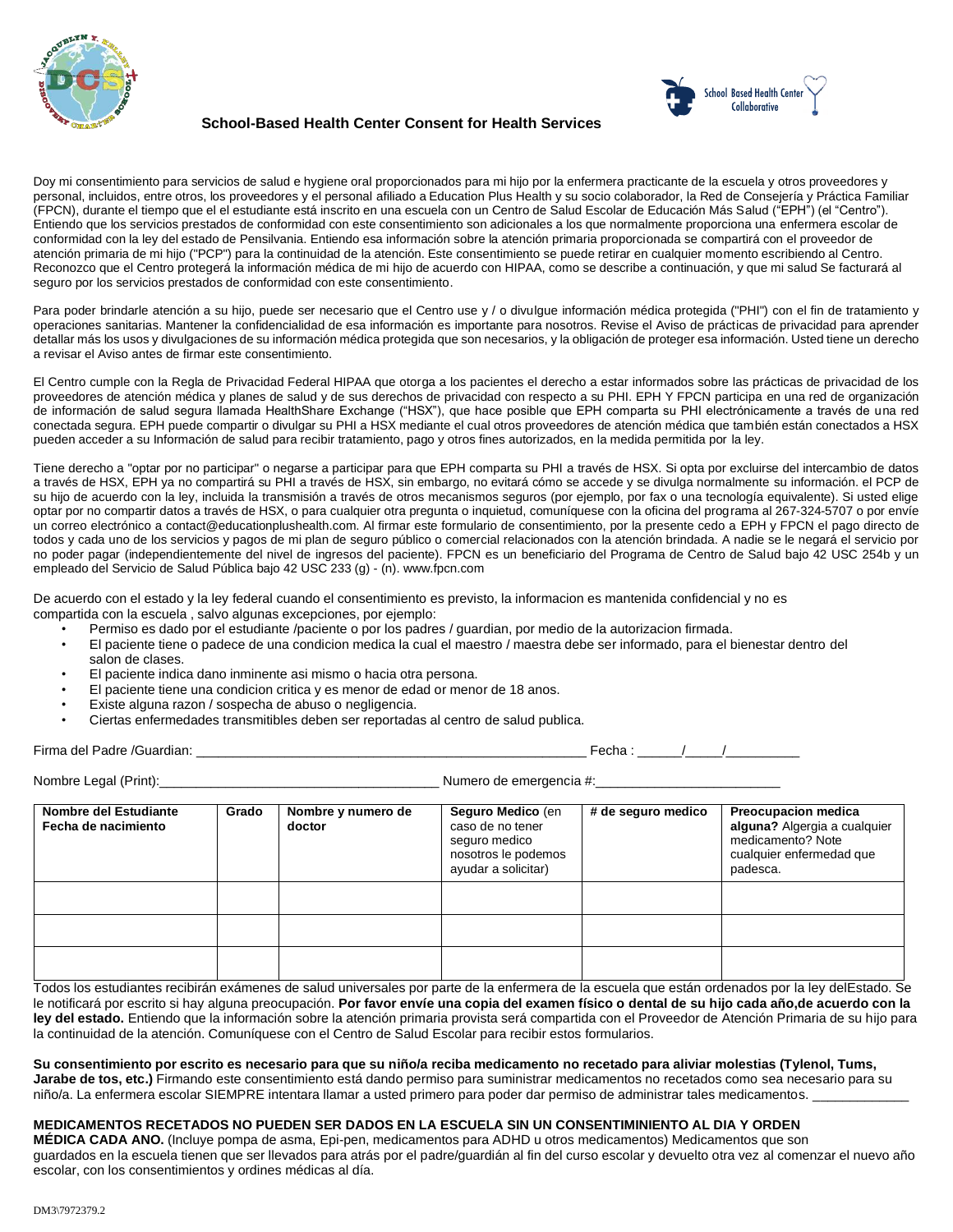## School-Based Health Center Consent for Health Services

Doy mi consentimiento para servicios de salud e hygiene oral proporcionados para mi hijo por la enfermera practicante de la escuela y otros proveedores y personal, incluidos, entre otros, los proveedores y el personal afiliado a Education Plus Health y su socio colaborador, la Red de Consejería y Práctica Familiar (FPCN), durante el tiempo que el el estudiante está inscrito en una escuela con un Centro de Salud Escolar de Educación Más Salud ("EPH") (el "Centro"). Entiendo que los servicios prestados de conformidad con este consentimiento son adicionales a los que normalmente proporciona una enfermera escolar de conformidad con la ley del estado de Pensilvania. Entiendo esa información sobre la atención primaria proporcionada se compartirá con el proveedor de atención primaria de mi hijo ("PCP") para la continuidad de la atención. Este consentimiento se puede retirar en cualquier momento escribiendo al Centro. Reconozco que el Centro protegerá la información médica de mi hijo de acuerdo con HIPAA, como se describe a continuación, y que mi salud Se facturará al seguro por los servicios prestados de conformidad con este consentimiento.

Para poder brindarle atención a su hijo, puede ser necesario que el Centro use y / o divulgue información médica protegida ("PHI") con el fin de tratamiento y operaciones sanitarias. Mantener la confidencialidad de esa información es importante para nosotros. Revise el Aviso de prácticas de privacidad para aprender detallar más los usos y divulgaciones de su información médica protegida que son necesarios, y la obligación de proteger esa información. Usted tiene un derecho a revisar el Aviso antes de firmar este consentimiento.

El Centro cumple con la Regla de Privacidad Federal HIPAA que otorga a los pacientes el derecho a estar informados sobre las prácticas de privacidad de los proveedores de atención médica y planes de salud y de sus derechos de privacidad con respecto a su PHI. EPH Y FPCN participa en una red de organización de información de salud segura llamada HealthShare Exchange ("HSX"), que hace posible que EPH comparta su PHI electrónicamente a través de una red conectada segura. EPH puede compartir o divulgar su PHI a HSX mediante el cual otros proveedores de atención médica que también están conectados a HSX pueden acceder a su Información de salud para recibir tratamiento, pago y otros fines autorizados, en la medida permitida por la ley.

Tiene derecho a "optar por no participar" o negarse a participar para que EPH comparta su PHI a través de HSX. Si opta por excluirse del intercambio de datos a través de HSX, EPH ya no compartirá su PHI a través de HSX, sin embargo, no evitará cómo se accede y se divulga normalmente su información. el PCP de su hijo de acuerdo con la ley, incluida la transmisión a través de otros mecanismos seguros (por ejemplo, por fax o una tecnología equivalente). Si usted elige optar por no compartir datos a través de HSX, o para cualquier otra pregunta o inquietud, comuníquese con la oficina del programa al 267-324-5707 o por envíe un correo electrónico a contact@educationplushealth.com. Al firmar este formulario de consentimiento, por la presente cedo a EPH y FPCN el pago directo de todos y cada uno de los servicios y pagos de mi plan de seguro público o comercial relacionados con la atención brindada. A nadie se le negará el servicio por no poder pagar (independientemente del nivel de ingresos del paciente). FPCN es un beneficiario del Programa de Centro de Salud bajo 42 USC 254b y un empleado del Servicio de Salud Pública bajo 42 USC 233 (g) - (n). www.fpcn.com

De acuerdo con el estado y la ley federal cuando el consentimiento es previsto, la informacion es mantenida confidencial y no es compartida con la escuela , salvo algunas excepciones, por ejemplo:

- Permiso es dado por el estudiante /paciente o por los padres / guardian, por medio de la autorizacion firmada.
- El paciente tiene o padece de una condicion medica la cual el maestro / maestra debe ser informado, para el bienestar dentro del salon de clases.
- El paciente indica dano inminente asi mismo o hacia otra persona.
- El paciente tiene una condicion critica y es menor de edad or menor de 18 anos.
- Existe alguna razon / sospecha de abuso o negligencia.
- Ciertas enfermedades transmitibles deben ser reportadas al centro de salud publica.

Firma del Padre /Guardian: ______________________________________________________ Fecha : ______/_____/__________

Nombre Legal (Print):_____________________________________ Numero de emergencia #:_________________________

| **Nombre del Estudiante Fecha de nacimiento** | **Grado** | **Nombre y numero de doctor** | **Seguro Medico** (en caso de no tener seguro medico nosotros le podemos ayudar a solicitar) | **# de seguro medico** | **Preocupacion medica alguna?** Algergia a cualquier medicamento? Note cualquier enfermedad que padesca. |
|---|---|---|---|---|---|
| | | | | | |
| | | | | | |
| | | | | | |

Todos los estudiantes recibirán exámenes de salud universales por parte de la enfermera de la escuela que están ordenados por la ley delEstado. Se le notificará por escrito si hay alguna preocupación. **Por favor envíe una copia del examen físico o dental de su hijo cada año,de acuerdo con la ley del estado.** Entiendo que la información sobre la atención primaria provista será compartida con el Proveedor de Atención Primaria de su hijo para la continuidad de la atención. Comuníquese con el Centro de Salud Escolar para recibir estos formularios.

**Su consentimiento por escrito es necesario para que su niño/a reciba medicamento no recetado para aliviar molestias (Tylenol, Tums, Jarabe de tos, etc.)** Firmando este consentimiento está dando permiso para suministrar medicamentos no recetados como sea necesario para su niño/a. La enfermera escolar SIEMPRE intentara llamar a usted primero para poder dar permiso de administrar tales medicamentos. _____________

**MEDICAMENTOS RECETADOS NO PUEDEN SER DADOS EN LA ESCUELA SIN UN CONSENTIMINIENTO AL DIA Y ORDEN MÉDICA CADA ANO.** (Incluye pompa de asma, Epi-pen, medicamentos para ADHD u otros medicamentos) Medicamentos que son guardados en la escuela tienen que ser llevados para atrás por el padre/guardián al fin del curso escolar y devuelto otra vez al comenzar el nuevo año escolar, con los consentimientos y ordines médicas al día.

DM3\7972379.2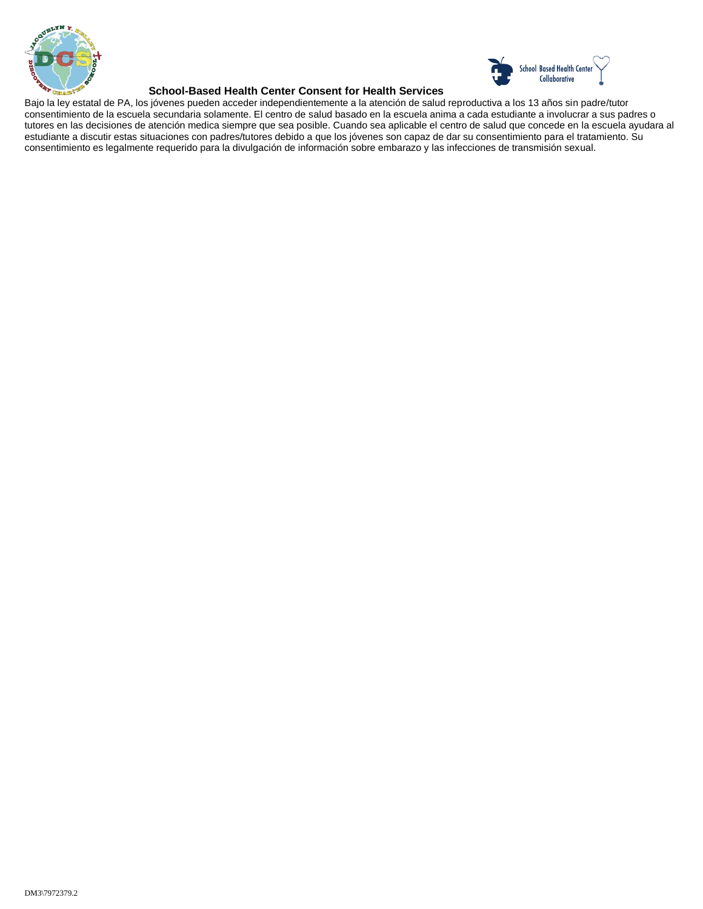## School-Based Health Center Consent for Health Services

Bajo la ley estatal de PA, los jóvenes pueden acceder independientemente a la atención de salud reproductiva a los 13 años sin padre/tutor consentimiento de la escuela secundaria solamente. El centro de salud basado en la escuela anima a cada estudiante a involucrar a sus padres o tutores en las decisiones de atención medica siempre que sea posible. Cuando sea aplicable el centro de salud que concede en la escuela ayudara al estudiante a discutir estas situaciones con padres/tutores debido a que los jóvenes son capaz de dar su consentimiento para el tratamiento. Su consentimiento es legalmente requerido para la divulgación de información sobre embarazo y las infecciones de transmisión sexual.

DM3\7972379.2